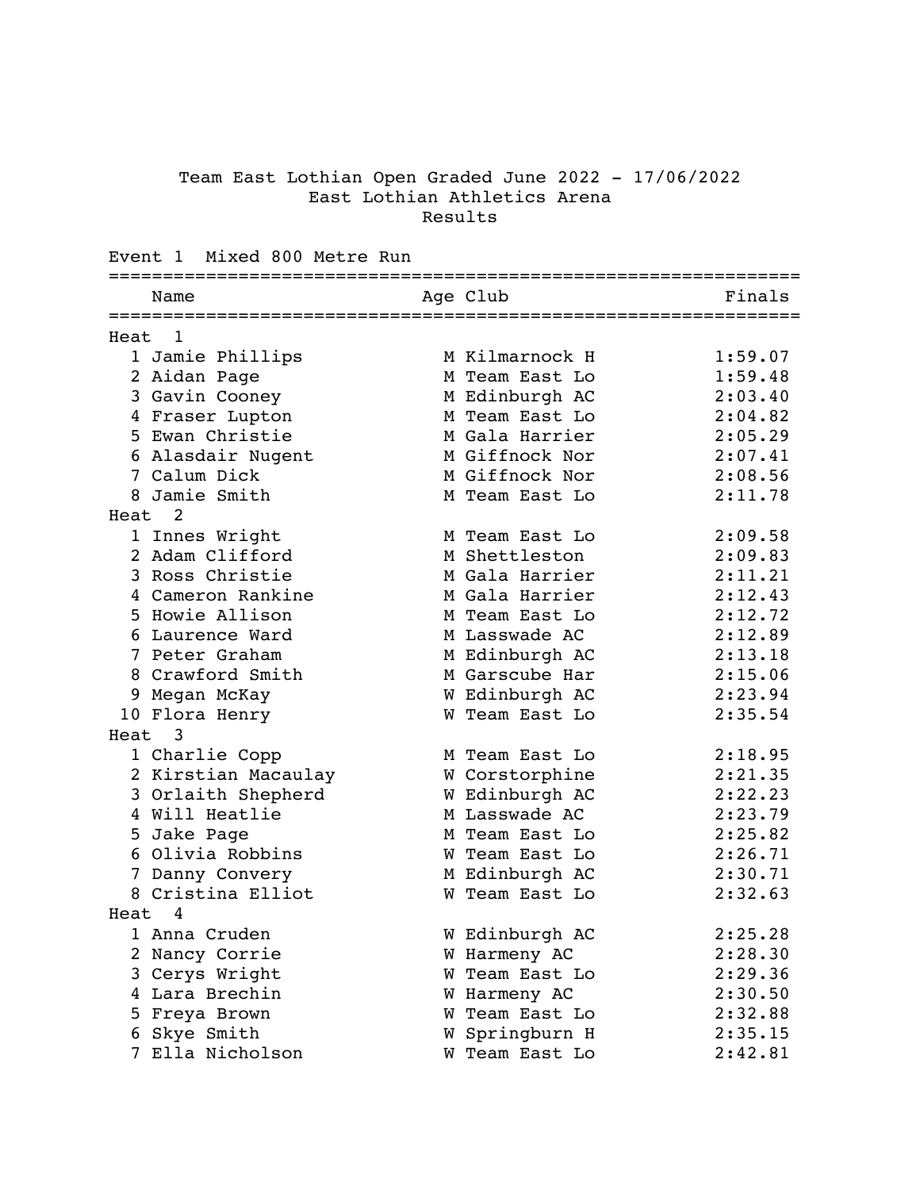# Team East Lothian Open Graded June 2022 - 17/06/2022

East Lothian Athletics Arena

Results

## Event 1 Mixed 800 Metre Run

| | Name | Age | Club | Finals |
|---|---|---|---|---|
| **Heat 1** | | | | |
| 1 | Jamie Phillips | M | Kilmarnock H | 1:59.07 |
| 2 | Aidan Page | M | Team East Lo | 1:59.48 |
| 3 | Gavin Cooney | M | Edinburgh AC | 2:03.40 |
| 4 | Fraser Lupton | M | Team East Lo | 2:04.82 |
| 5 | Ewan Christie | M | Gala Harrier | 2:05.29 |
| 6 | Alasdair Nugent | M | Giffnock Nor | 2:07.41 |
| 7 | Calum Dick | M | Giffnock Nor | 2:08.56 |
| 8 | Jamie Smith | M | Team East Lo | 2:11.78 |
| **Heat 2** | | | | |
| 1 | Innes Wright | M | Team East Lo | 2:09.58 |
| 2 | Adam Clifford | M | Shettleston | 2:09.83 |
| 3 | Ross Christie | M | Gala Harrier | 2:11.21 |
| 4 | Cameron Rankine | M | Gala Harrier | 2:12.43 |
| 5 | Howie Allison | M | Team East Lo | 2:12.72 |
| 6 | Laurence Ward | M | Lasswade AC | 2:12.89 |
| 7 | Peter Graham | M | Edinburgh AC | 2:13.18 |
| 8 | Crawford Smith | M | Garscube Har | 2:15.06 |
| 9 | Megan McKay | W | Edinburgh AC | 2:23.94 |
| 10 | Flora Henry | W | Team East Lo | 2:35.54 |
| **Heat 3** | | | | |
| 1 | Charlie Copp | M | Team East Lo | 2:18.95 |
| 2 | Kirstian Macaulay | W | Corstorphine | 2:21.35 |
| 3 | Orlaith Shepherd | W | Edinburgh AC | 2:22.23 |
| 4 | Will Heatlie | M | Lasswade AC | 2:23.79 |
| 5 | Jake Page | M | Team East Lo | 2:25.82 |
| 6 | Olivia Robbins | W | Team East Lo | 2:26.71 |
| 7 | Danny Convery | M | Edinburgh AC | 2:30.71 |
| 8 | Cristina Elliot | W | Team East Lo | 2:32.63 |
| **Heat 4** | | | | |
| 1 | Anna Cruden | W | Edinburgh AC | 2:25.28 |
| 2 | Nancy Corrie | W | Harmeny AC | 2:28.30 |
| 3 | Cerys Wright | W | Team East Lo | 2:29.36 |
| 4 | Lara Brechin | W | Harmeny AC | 2:30.50 |
| 5 | Freya Brown | W | Team East Lo | 2:32.88 |
| 6 | Skye Smith | W | Springburn H | 2:35.15 |
| 7 | Ella Nicholson | W | Team East Lo | 2:42.81 |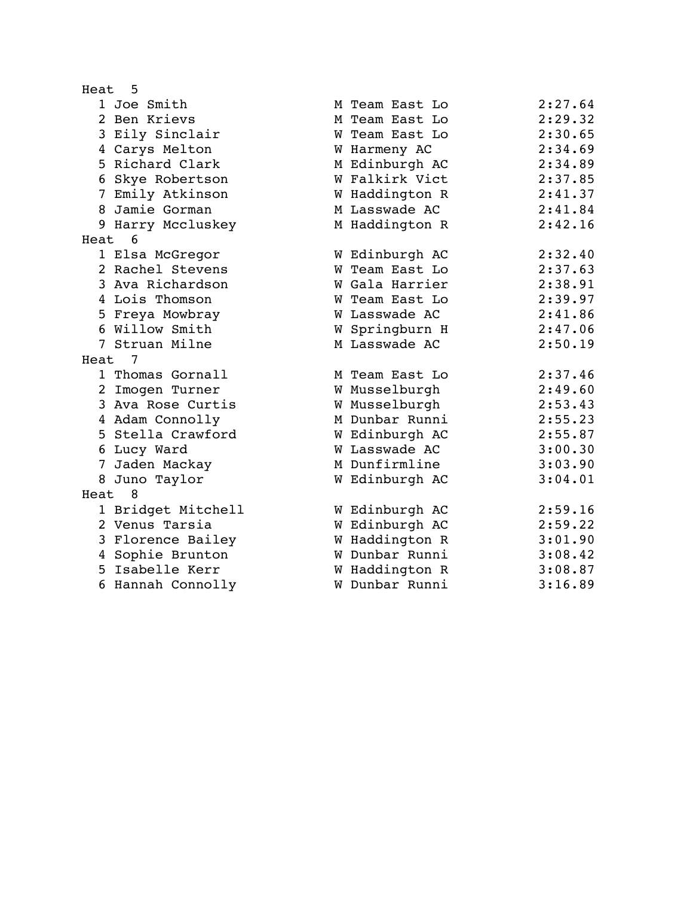Heat 5

| | | | | |
|---|---|---|---|---|
| 1 | Joe Smith | M | Team East Lo | 2:27.64 |
| 2 | Ben Krievs | M | Team East Lo | 2:29.32 |
| 3 | Eily Sinclair | W | Team East Lo | 2:30.65 |
| 4 | Carys Melton | W | Harmeny AC | 2:34.69 |
| 5 | Richard Clark | M | Edinburgh AC | 2:34.89 |
| 6 | Skye Robertson | W | Falkirk Vict | 2:37.85 |
| 7 | Emily Atkinson | W | Haddington R | 2:41.37 |
| 8 | Jamie Gorman | M | Lasswade AC | 2:41.84 |
| 9 | Harry Mccluskey | M | Haddington R | 2:42.16 |

Heat 6

| | | | | |
|---|---|---|---|---|
| 1 | Elsa McGregor | W | Edinburgh AC | 2:32.40 |
| 2 | Rachel Stevens | W | Team East Lo | 2:37.63 |
| 3 | Ava Richardson | W | Gala Harrier | 2:38.91 |
| 4 | Lois Thomson | W | Team East Lo | 2:39.97 |
| 5 | Freya Mowbray | W | Lasswade AC | 2:41.86 |
| 6 | Willow Smith | W | Springburn H | 2:47.06 |
| 7 | Struan Milne | M | Lasswade AC | 2:50.19 |

Heat 7

| | | | | |
|---|---|---|---|---|
| 1 | Thomas Gornall | M | Team East Lo | 2:37.46 |
| 2 | Imogen Turner | W | Musselburgh | 2:49.60 |
| 3 | Ava Rose Curtis | W | Musselburgh | 2:53.43 |
| 4 | Adam Connolly | M | Dunbar Runni | 2:55.23 |
| 5 | Stella Crawford | W | Edinburgh AC | 2:55.87 |
| 6 | Lucy Ward | W | Lasswade AC | 3:00.30 |
| 7 | Jaden Mackay | M | Dunfirmline | 3:03.90 |
| 8 | Juno Taylor | W | Edinburgh AC | 3:04.01 |

Heat 8

| | | | | |
|---|---|---|---|---|
| 1 | Bridget Mitchell | W | Edinburgh AC | 2:59.16 |
| 2 | Venus Tarsia | W | Edinburgh AC | 2:59.22 |
| 3 | Florence Bailey | W | Haddington R | 3:01.90 |
| 4 | Sophie Brunton | W | Dunbar Runni | 3:08.42 |
| 5 | Isabelle Kerr | W | Haddington R | 3:08.87 |
| 6 | Hannah Connolly | W | Dunbar Runni | 3:16.89 |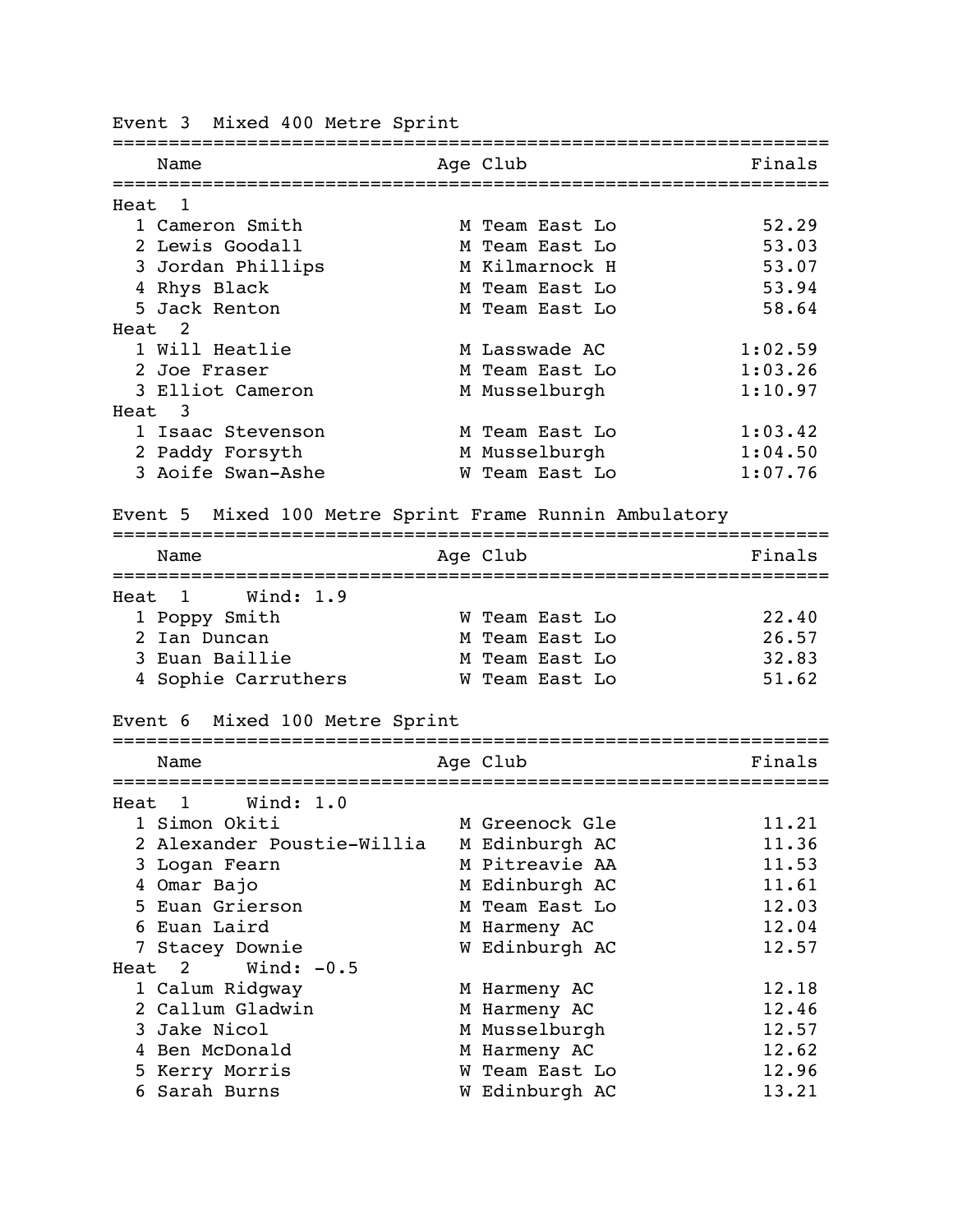## Event 3  Mixed 400 Metre Sprint

| | Name | Age | Club | Finals |
|---|---|---|---|---|
| **Heat 1** | | | | |
| 1 | Cameron Smith | M | Team East Lo | 52.29 |
| 2 | Lewis Goodall | M | Team East Lo | 53.03 |
| 3 | Jordan Phillips | M | Kilmarnock H | 53.07 |
| 4 | Rhys Black | M | Team East Lo | 53.94 |
| 5 | Jack Renton | M | Team East Lo | 58.64 |
| **Heat 2** | | | | |
| 1 | Will Heatlie | M | Lasswade AC | 1:02.59 |
| 2 | Joe Fraser | M | Team East Lo | 1:03.26 |
| 3 | Elliot Cameron | M | Musselburgh | 1:10.97 |
| **Heat 3** | | | | |
| 1 | Isaac Stevenson | M | Team East Lo | 1:03.42 |
| 2 | Paddy Forsyth | M | Musselburgh | 1:04.50 |
| 3 | Aoife Swan-Ashe | W | Team East Lo | 1:07.76 |

## Event 5  Mixed 100 Metre Sprint Frame Runnin Ambulatory

| | Name | Age | Club | Finals |
|---|---|---|---|---|
| **Heat 1  Wind: 1.9** | | | | |
| 1 | Poppy Smith | W | Team East Lo | 22.40 |
| 2 | Ian Duncan | M | Team East Lo | 26.57 |
| 3 | Euan Baillie | M | Team East Lo | 32.83 |
| 4 | Sophie Carruthers | W | Team East Lo | 51.62 |

## Event 6  Mixed 100 Metre Sprint

| | Name | Age | Club | Finals |
|---|---|---|---|---|
| **Heat 1  Wind: 1.0** | | | | |
| 1 | Simon Okiti | M | Greenock Gle | 11.21 |
| 2 | Alexander Poustie-Willia | M | Edinburgh AC | 11.36 |
| 3 | Logan Fearn | M | Pitreavie AA | 11.53 |
| 4 | Omar Bajo | M | Edinburgh AC | 11.61 |
| 5 | Euan Grierson | M | Team East Lo | 12.03 |
| 6 | Euan Laird | M | Harmeny AC | 12.04 |
| 7 | Stacey Downie | W | Edinburgh AC | 12.57 |
| **Heat 2  Wind: -0.5** | | | | |
| 1 | Calum Ridgway | M | Harmeny AC | 12.18 |
| 2 | Callum Gladwin | M | Harmeny AC | 12.46 |
| 3 | Jake Nicol | M | Musselburgh | 12.57 |
| 4 | Ben McDonald | M | Harmeny AC | 12.62 |
| 5 | Kerry Morris | W | Team East Lo | 12.96 |
| 6 | Sarah Burns | W | Edinburgh AC | 13.21 |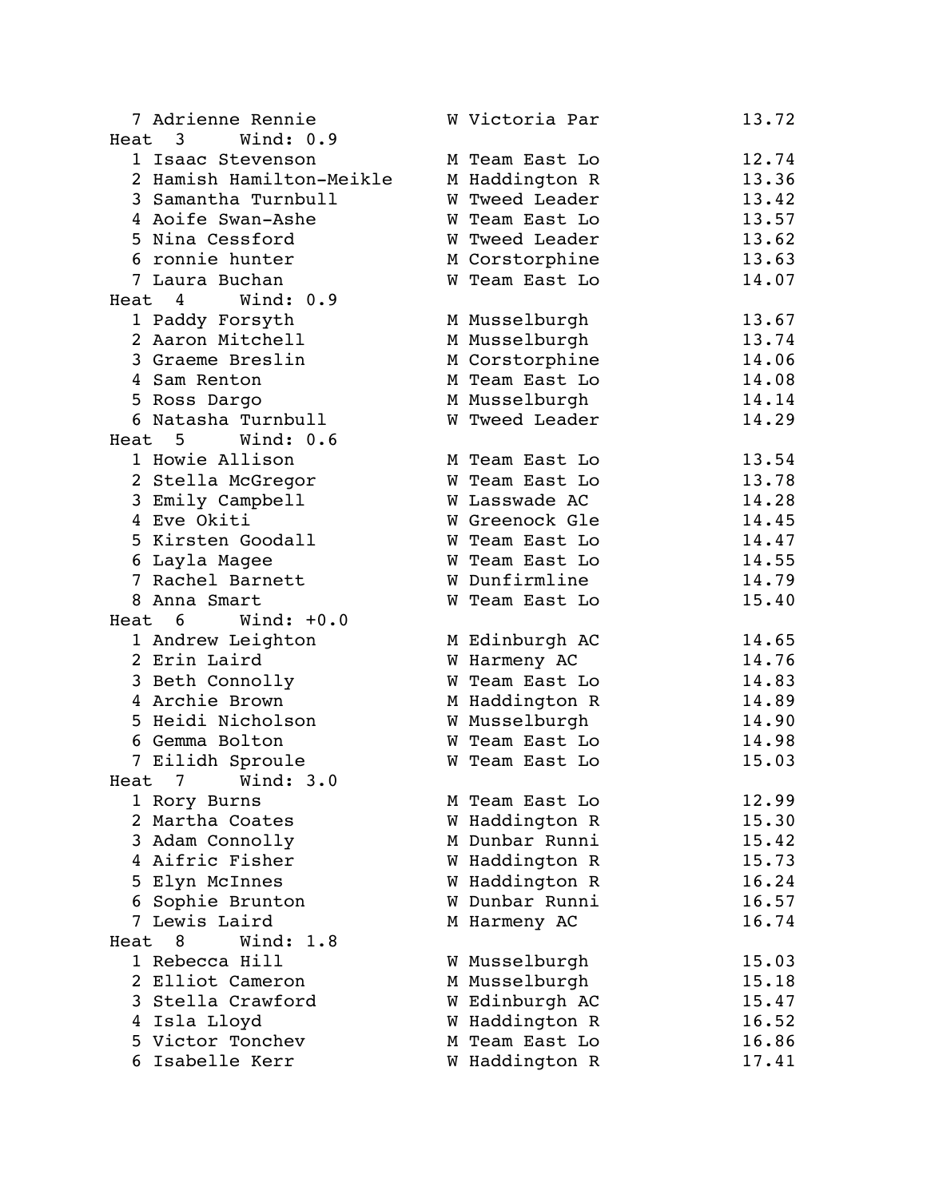```
  7 Adrienne Rennie           W Victoria Par            13.72
Heat  3    Wind: 0.9
  1 Isaac Stevenson           M Team East Lo            12.74
  2 Hamish Hamilton-Meikle    M Haddington R            13.36
  3 Samantha Turnbull         W Tweed Leader            13.42
  4 Aoife Swan-Ashe           W Team East Lo            13.57
  5 Nina Cessford             W Tweed Leader            13.62
  6 ronnie hunter             M Corstorphine            13.63
  7 Laura Buchan              W Team East Lo            14.07
Heat  4    Wind: 0.9
  1 Paddy Forsyth             M Musselburgh             13.67
  2 Aaron Mitchell            M Musselburgh             13.74
  3 Graeme Breslin            M Corstorphine            14.06
  4 Sam Renton                M Team East Lo            14.08
  5 Ross Dargo                M Musselburgh             14.14
  6 Natasha Turnbull          W Tweed Leader            14.29
Heat  5    Wind: 0.6
  1 Howie Allison             M Team East Lo            13.54
  2 Stella McGregor           W Team East Lo            13.78
  3 Emily Campbell            W Lasswade AC             14.28
  4 Eve Okiti                 W Greenock Gle            14.45
  5 Kirsten Goodall           W Team East Lo            14.47
  6 Layla Magee               W Team East Lo            14.55
  7 Rachel Barnett            W Dunfirmline             14.79
  8 Anna Smart                W Team East Lo            15.40
Heat  6    Wind: +0.0
  1 Andrew Leighton           M Edinburgh AC            14.65
  2 Erin Laird                W Harmeny AC              14.76
  3 Beth Connolly             W Team East Lo            14.83
  4 Archie Brown              M Haddington R            14.89
  5 Heidi Nicholson           W Musselburgh             14.90
  6 Gemma Bolton              W Team East Lo            14.98
  7 Eilidh Sproule            W Team East Lo            15.03
Heat  7    Wind: 3.0
  1 Rory Burns                M Team East Lo            12.99
  2 Martha Coates             W Haddington R            15.30
  3 Adam Connolly             M Dunbar Runni            15.42
  4 Aifric Fisher             W Haddington R            15.73
  5 Elyn McInnes              W Haddington R            16.24
  6 Sophie Brunton            W Dunbar Runni            16.57
  7 Lewis Laird               M Harmeny AC              16.74
Heat  8    Wind: 1.8
  1 Rebecca Hill              W Musselburgh             15.03
  2 Elliot Cameron            M Musselburgh             15.18
  3 Stella Crawford           W Edinburgh AC            15.47
  4 Isla Lloyd                W Haddington R            16.52
  5 Victor Tonchev            M Team East Lo            16.86
  6 Isabelle Kerr             W Haddington R            17.41
```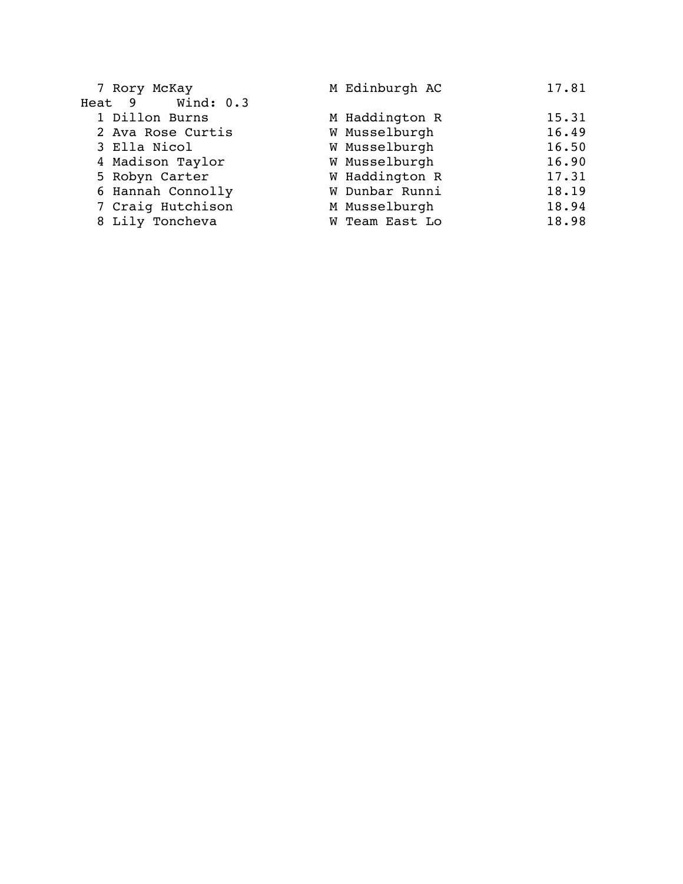| | | | |
|---|---|---|---|
| 7 | Rory McKay | M Edinburgh AC | 17.81 |

Heat 9 Wind: 0.3

| | | | |
|---|---|---|---|
| 1 | Dillon Burns | M Haddington R | 15.31 |
| 2 | Ava Rose Curtis | W Musselburgh | 16.49 |
| 3 | Ella Nicol | W Musselburgh | 16.50 |
| 4 | Madison Taylor | W Musselburgh | 16.90 |
| 5 | Robyn Carter | W Haddington R | 17.31 |
| 6 | Hannah Connolly | W Dunbar Runni | 18.19 |
| 7 | Craig Hutchison | M Musselburgh | 18.94 |
| 8 | Lily Toncheva | W Team East Lo | 18.98 |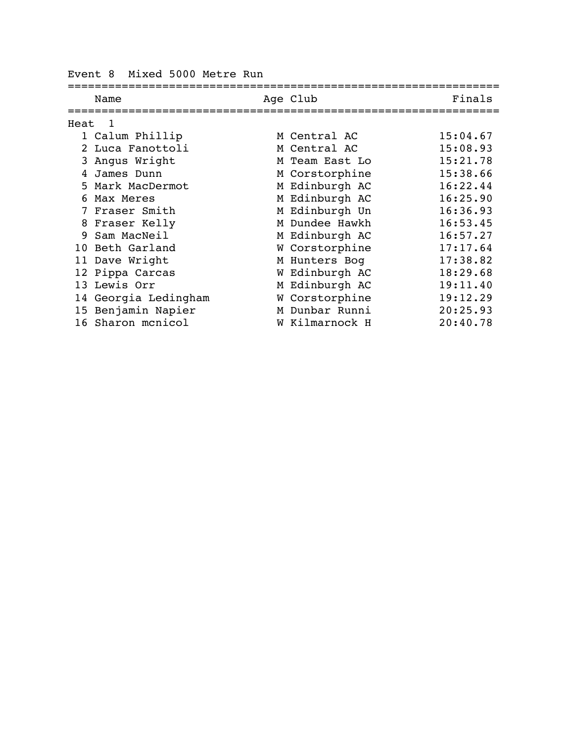Event 8  Mixed 5000 Metre Run

| | Name | Age | Club | Finals |
|---|---|---|---|---|
| **Heat 1** | | | | |
| 1 | Calum Phillip | M | Central AC | 15:04.67 |
| 2 | Luca Fanottoli | M | Central AC | 15:08.93 |
| 3 | Angus Wright | M | Team East Lo | 15:21.78 |
| 4 | James Dunn | M | Corstorphine | 15:38.66 |
| 5 | Mark MacDermot | M | Edinburgh AC | 16:22.44 |
| 6 | Max Meres | M | Edinburgh AC | 16:25.90 |
| 7 | Fraser Smith | M | Edinburgh Un | 16:36.93 |
| 8 | Fraser Kelly | M | Dundee Hawkh | 16:53.45 |
| 9 | Sam MacNeil | M | Edinburgh AC | 16:57.27 |
| 10 | Beth Garland | W | Corstorphine | 17:17.64 |
| 11 | Dave Wright | M | Hunters Bog | 17:38.82 |
| 12 | Pippa Carcas | W | Edinburgh AC | 18:29.68 |
| 13 | Lewis Orr | M | Edinburgh AC | 19:11.40 |
| 14 | Georgia Ledingham | W | Corstorphine | 19:12.29 |
| 15 | Benjamin Napier | M | Dunbar Runni | 20:25.93 |
| 16 | Sharon mcnicol | W | Kilmarnock H | 20:40.78 |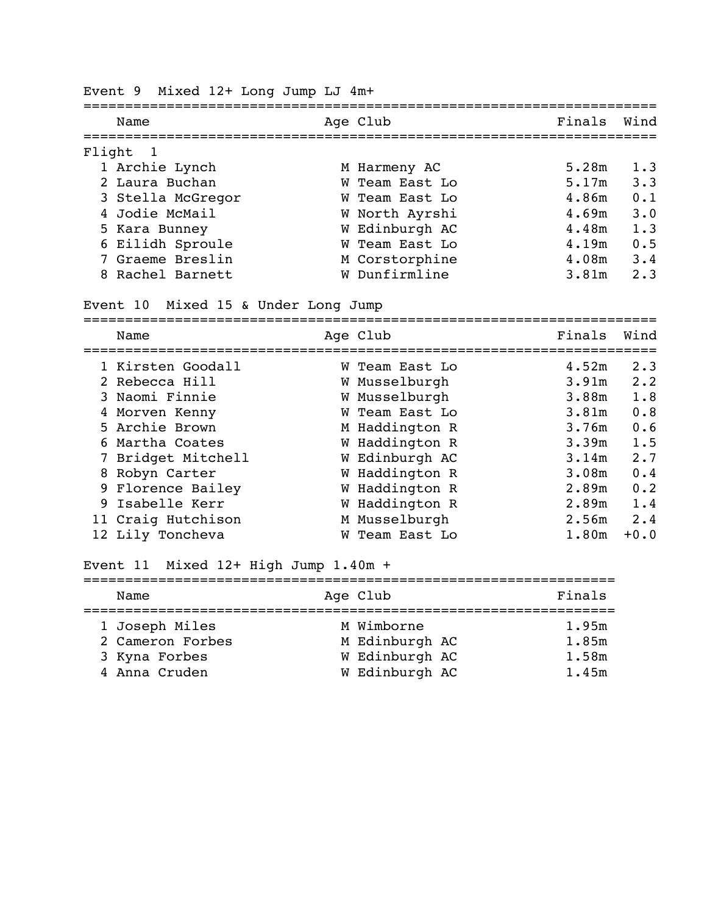## Event 9 Mixed 12+ Long Jump LJ 4m+

Flight 1

| | Name | Age | Club | Finals | Wind |
|---|---|---|---|---|---|
| 1 | Archie Lynch | M | Harmeny AC | 5.28m | 1.3 |
| 2 | Laura Buchan | W | Team East Lo | 5.17m | 3.3 |
| 3 | Stella McGregor | W | Team East Lo | 4.86m | 0.1 |
| 4 | Jodie McMail | W | North Ayrshi | 4.69m | 3.0 |
| 5 | Kara Bunney | W | Edinburgh AC | 4.48m | 1.3 |
| 6 | Eilidh Sproule | W | Team East Lo | 4.19m | 0.5 |
| 7 | Graeme Breslin | M | Corstorphine | 4.08m | 3.4 |
| 8 | Rachel Barnett | W | Dunfirmline | 3.81m | 2.3 |

## Event 10 Mixed 15 & Under Long Jump

| | Name | Age | Club | Finals | Wind |
|---|---|---|---|---|---|
| 1 | Kirsten Goodall | W | Team East Lo | 4.52m | 2.3 |
| 2 | Rebecca Hill | W | Musselburgh | 3.91m | 2.2 |
| 3 | Naomi Finnie | W | Musselburgh | 3.88m | 1.8 |
| 4 | Morven Kenny | W | Team East Lo | 3.81m | 0.8 |
| 5 | Archie Brown | M | Haddington R | 3.76m | 0.6 |
| 6 | Martha Coates | W | Haddington R | 3.39m | 1.5 |
| 7 | Bridget Mitchell | W | Edinburgh AC | 3.14m | 2.7 |
| 8 | Robyn Carter | W | Haddington R | 3.08m | 0.4 |
| 9 | Florence Bailey | W | Haddington R | 2.89m | 0.2 |
| 9 | Isabelle Kerr | W | Haddington R | 2.89m | 1.4 |
| 11 | Craig Hutchison | M | Musselburgh | 2.56m | 2.4 |
| 12 | Lily Toncheva | W | Team East Lo | 1.80m | +0.0 |

## Event 11 Mixed 12+ High Jump 1.40m +

| | Name | Age | Club | Finals |
|---|---|---|---|---|
| 1 | Joseph Miles | M | Wimborne | 1.95m |
| 2 | Cameron Forbes | M | Edinburgh AC | 1.85m |
| 3 | Kyna Forbes | W | Edinburgh AC | 1.58m |
| 4 | Anna Cruden | W | Edinburgh AC | 1.45m |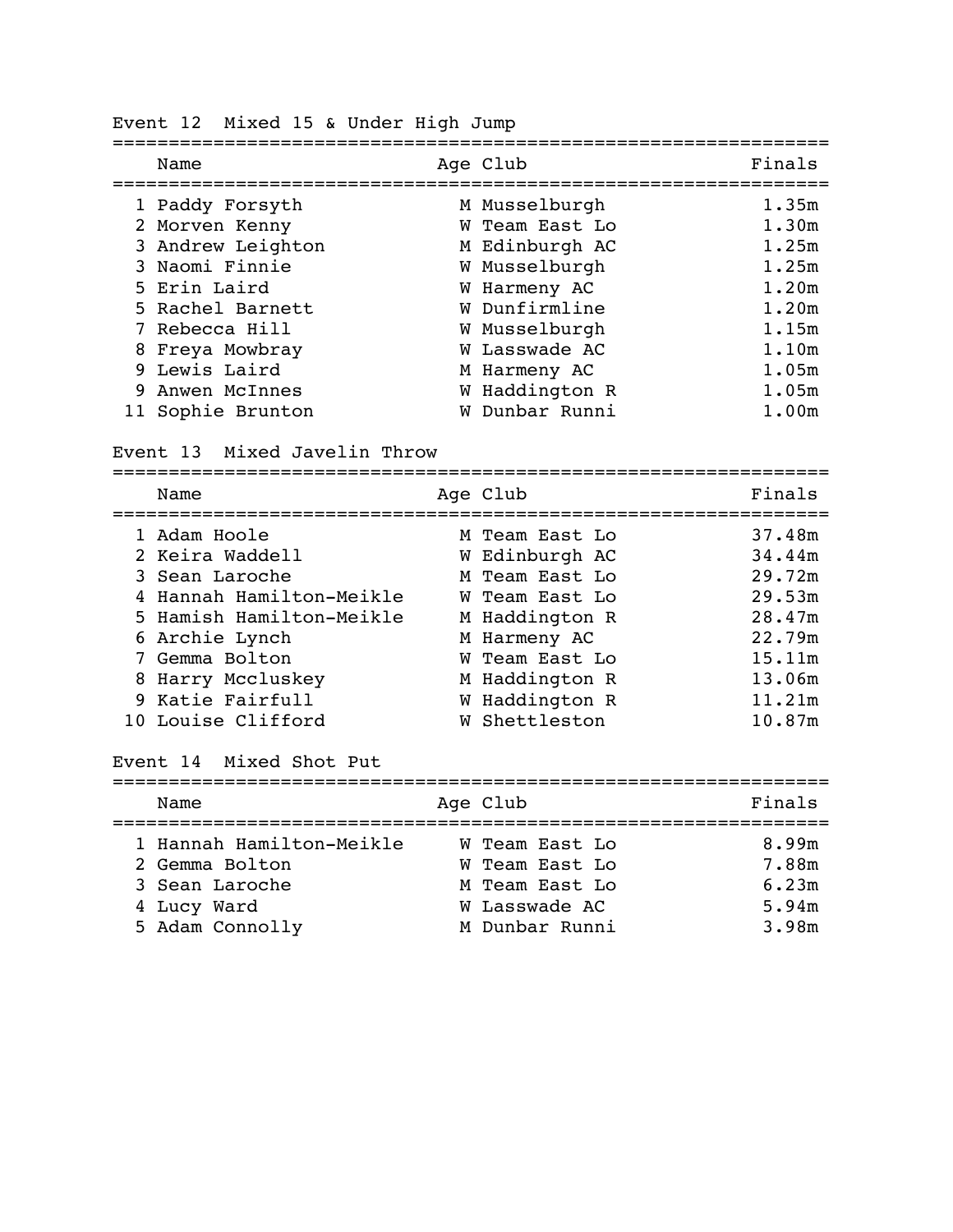## Event 12 Mixed 15 & Under High Jump

| | Name | Age | Club | Finals |
|---|---|---|---|---|
| 1 | Paddy Forsyth | M | Musselburgh | 1.35m |
| 2 | Morven Kenny | W | Team East Lo | 1.30m |
| 3 | Andrew Leighton | M | Edinburgh AC | 1.25m |
| 3 | Naomi Finnie | W | Musselburgh | 1.25m |
| 5 | Erin Laird | W | Harmeny AC | 1.20m |
| 5 | Rachel Barnett | W | Dunfirmline | 1.20m |
| 7 | Rebecca Hill | W | Musselburgh | 1.15m |
| 8 | Freya Mowbray | W | Lasswade AC | 1.10m |
| 9 | Lewis Laird | M | Harmeny AC | 1.05m |
| 9 | Anwen McInnes | W | Haddington R | 1.05m |
| 11 | Sophie Brunton | W | Dunbar Runni | 1.00m |

## Event 13 Mixed Javelin Throw

| | Name | Age | Club | Finals |
|---|---|---|---|---|
| 1 | Adam Hoole | M | Team East Lo | 37.48m |
| 2 | Keira Waddell | W | Edinburgh AC | 34.44m |
| 3 | Sean Laroche | M | Team East Lo | 29.72m |
| 4 | Hannah Hamilton-Meikle | W | Team East Lo | 29.53m |
| 5 | Hamish Hamilton-Meikle | M | Haddington R | 28.47m |
| 6 | Archie Lynch | M | Harmeny AC | 22.79m |
| 7 | Gemma Bolton | W | Team East Lo | 15.11m |
| 8 | Harry Mccluskey | M | Haddington R | 13.06m |
| 9 | Katie Fairfull | W | Haddington R | 11.21m |
| 10 | Louise Clifford | W | Shettleston | 10.87m |

## Event 14 Mixed Shot Put

| | Name | Age | Club | Finals |
|---|---|---|---|---|
| 1 | Hannah Hamilton-Meikle | W | Team East Lo | 8.99m |
| 2 | Gemma Bolton | W | Team East Lo | 7.88m |
| 3 | Sean Laroche | M | Team East Lo | 6.23m |
| 4 | Lucy Ward | W | Lasswade AC | 5.94m |
| 5 | Adam Connolly | M | Dunbar Runni | 3.98m |